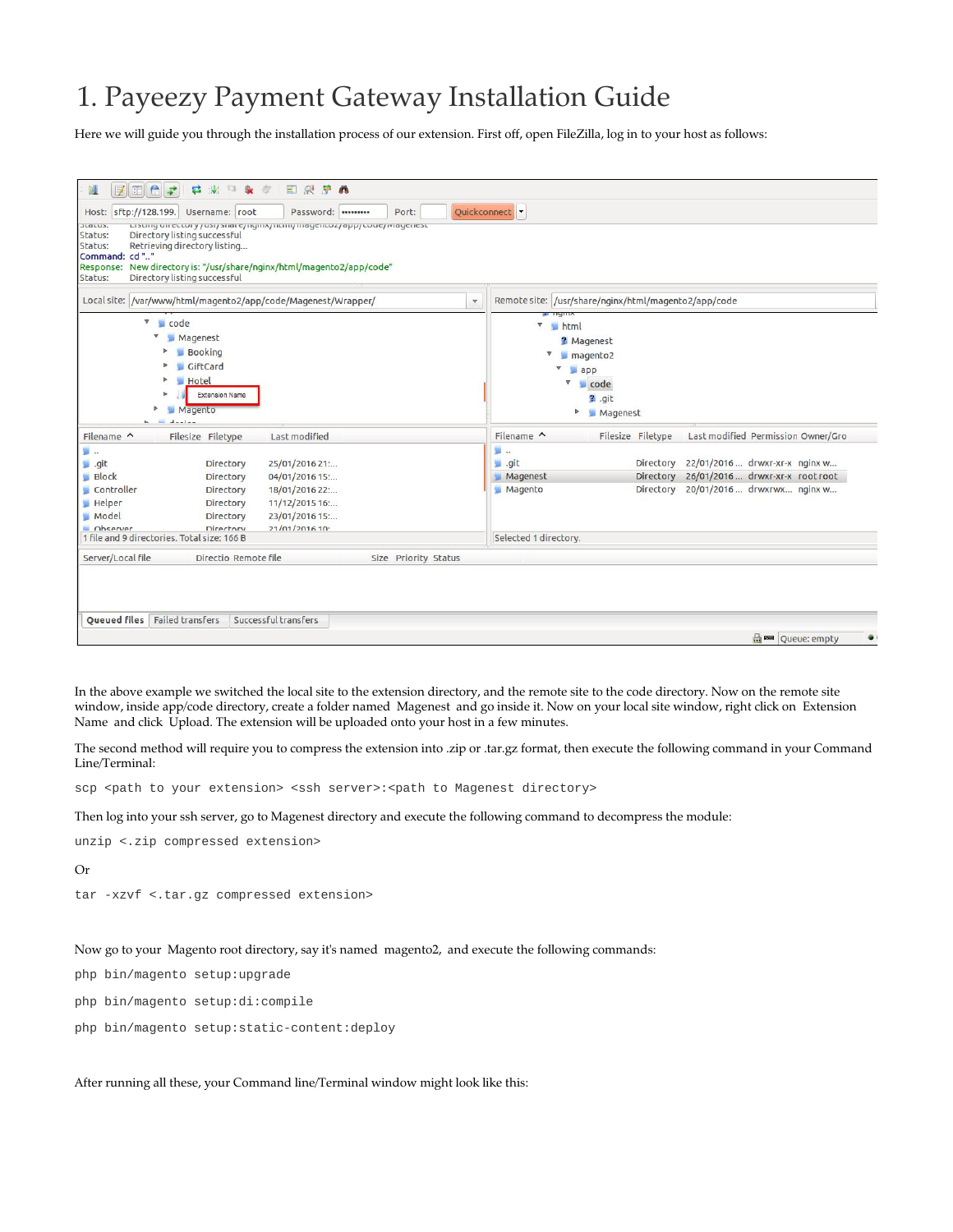# 1. Payeezy Payment Gateway Installation Guide

Here we will guide you through the installation process of our extension. First off, open FileZilla, log in to your host as follows:

In the above example we switched the local site to the extension directory, and the remote site to the code directory. Now on the remote site window, inside app/code directory, create a folder named Magenest and go inside it. Now on your local site window, right click on Extension Name and click Upload. The extension will be uploaded onto your host in a few minutes.

The second method will require you to compress the extension into .zip or .tar.gz format, then execute the following command in your Command Line/Terminal:

```
scp <path to your extension> <ssh server>:<path to Magenest directory>
```

Then log into your ssh server, go to Magenest directory and execute the following command to decompress the module:

```
unzip <.zip compressed extension>
```

Or

```
tar -xzvf <.tar.gz compressed extension>
```

Now go to your Magento root directory, say it's named magento2, and execute the following commands:

```
php bin/magento setup:upgrade
```

```
php bin/magento setup:di:compile
```

```
php bin/magento setup:static-content:deploy
```

After running all these, your Command line/Terminal window might look like this: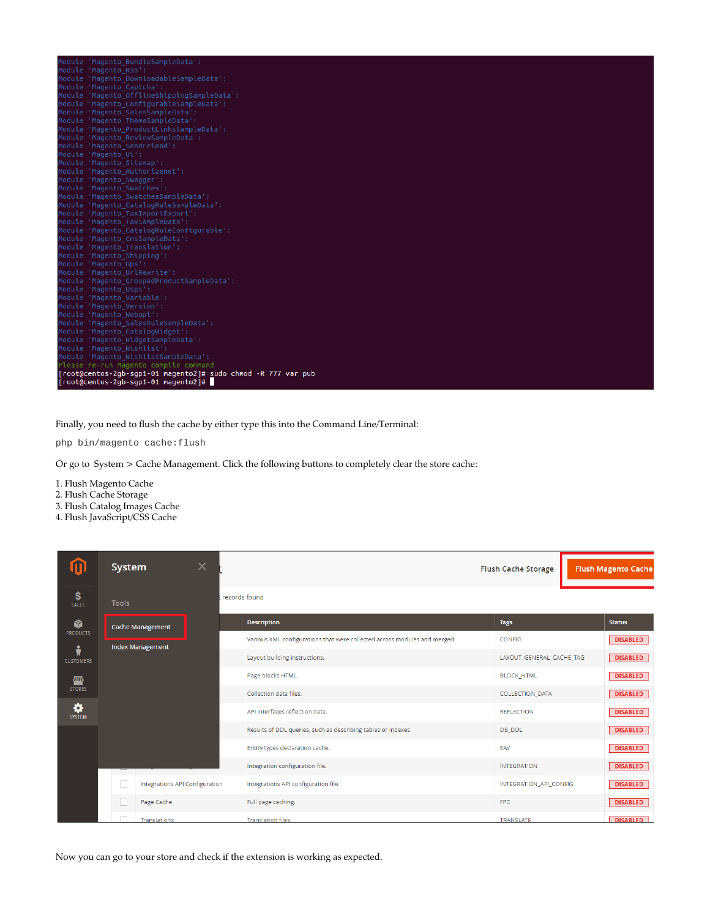Finally, you need to flush the cache by either type this into the Command Line/Terminal:

```
php bin/magento cache:flush
```

Or go to System > Cache Management. Click the following buttons to completely clear the store cache:

1. Flush Magento Cache
2. Flush Cache Storage
3. Flush Catalog Images Cache
4. Flush JavaScript/CSS Cache

Now you can go to your store and check if the extension is working as expected.